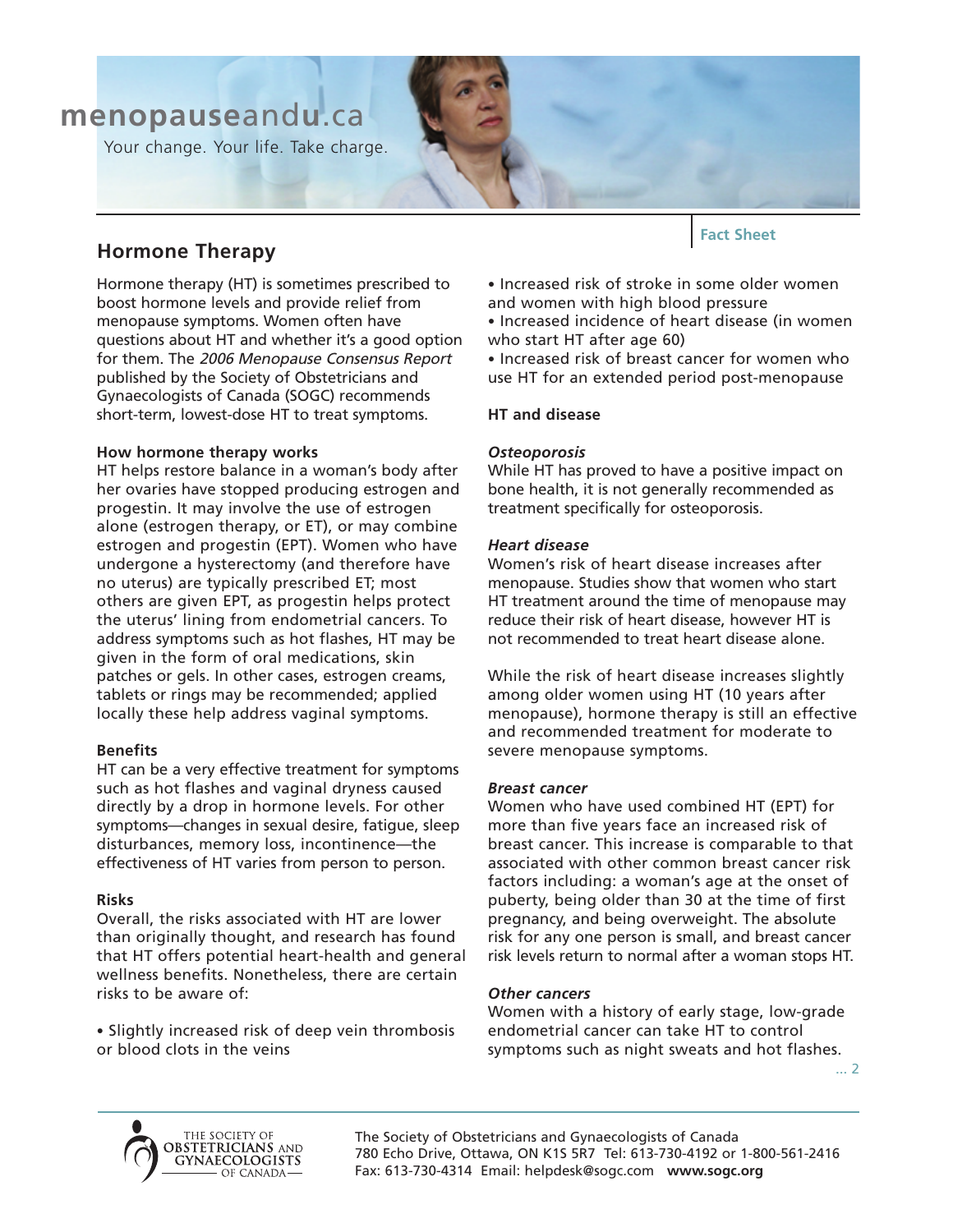menopauseandu.ca

Your change. Your life. Take charge.

Fact Sheet

# Hormone Therapy

Hormone therapy (HT) is sometimes prescribed to boost hormone levels and provide relief from menopause symptoms. Women often have questions about HT and whether it's a good option for them. The *2006 Menopause Consensus Report* published by the Society of Obstetricians and Gynaecologists of Canada (SOGC) recommends short-term, lowest-dose HT to treat symptoms.

**How hormone therapy works**

HT helps restore balance in a woman's body after her ovaries have stopped producing estrogen and progestin. It may involve the use of estrogen alone (estrogen therapy, or ET), or may combine estrogen and progestin (EPT). Women who have undergone a hysterectomy (and therefore have no uterus) are typically prescribed ET; most others are given EPT, as progestin helps protect the uterus' lining from endometrial cancers. To address symptoms such as hot flashes, HT may be given in the form of oral medications, skin patches or gels. In other cases, estrogen creams, tablets or rings may be recommended; applied locally these help address vaginal symptoms.

**Benefits**

HT can be a very effective treatment for symptoms such as hot flashes and vaginal dryness caused directly by a drop in hormone levels. For other symptoms—changes in sexual desire, fatigue, sleep disturbances, memory loss, incontinence—the effectiveness of HT varies from person to person.

**Risks**

Overall, the risks associated with HT are lower than originally thought, and research has found that HT offers potential heart-health and general wellness benefits. Nonetheless, there are certain risks to be aware of:

- Slightly increased risk of deep vein thrombosis or blood clots in the veins
- Increased risk of stroke in some older women and women with high blood pressure
- Increased incidence of heart disease (in women who start HT after age 60)
- Increased risk of breast cancer for women who use HT for an extended period post-menopause

**HT and disease**

***Osteoporosis***

While HT has proved to have a positive impact on bone health, it is not generally recommended as treatment specifically for osteoporosis.

***Heart disease***

Women's risk of heart disease increases after menopause. Studies show that women who start HT treatment around the time of menopause may reduce their risk of heart disease, however HT is not recommended to treat heart disease alone.

While the risk of heart disease increases slightly among older women using HT (10 years after menopause), hormone therapy is still an effective and recommended treatment for moderate to severe menopause symptoms.

***Breast cancer***

Women who have used combined HT (EPT) for more than five years face an increased risk of breast cancer. This increase is comparable to that associated with other common breast cancer risk factors including: a woman's age at the onset of puberty, being older than 30 at the time of first pregnancy, and being overweight. The absolute risk for any one person is small, and breast cancer risk levels return to normal after a woman stops HT.

***Other cancers***

Women with a history of early stage, low-grade endometrial cancer can take HT to control symptoms such as night sweats and hot flashes.

... 2

The Society of Obstetricians and Gynaecologists of Canada
780 Echo Drive, Ottawa, ON K1S 5R7 Tel: 613-730-4192 or 1-800-561-2416
Fax: 613-730-4314 Email: helpdesk@sogc.com **www.sogc.org**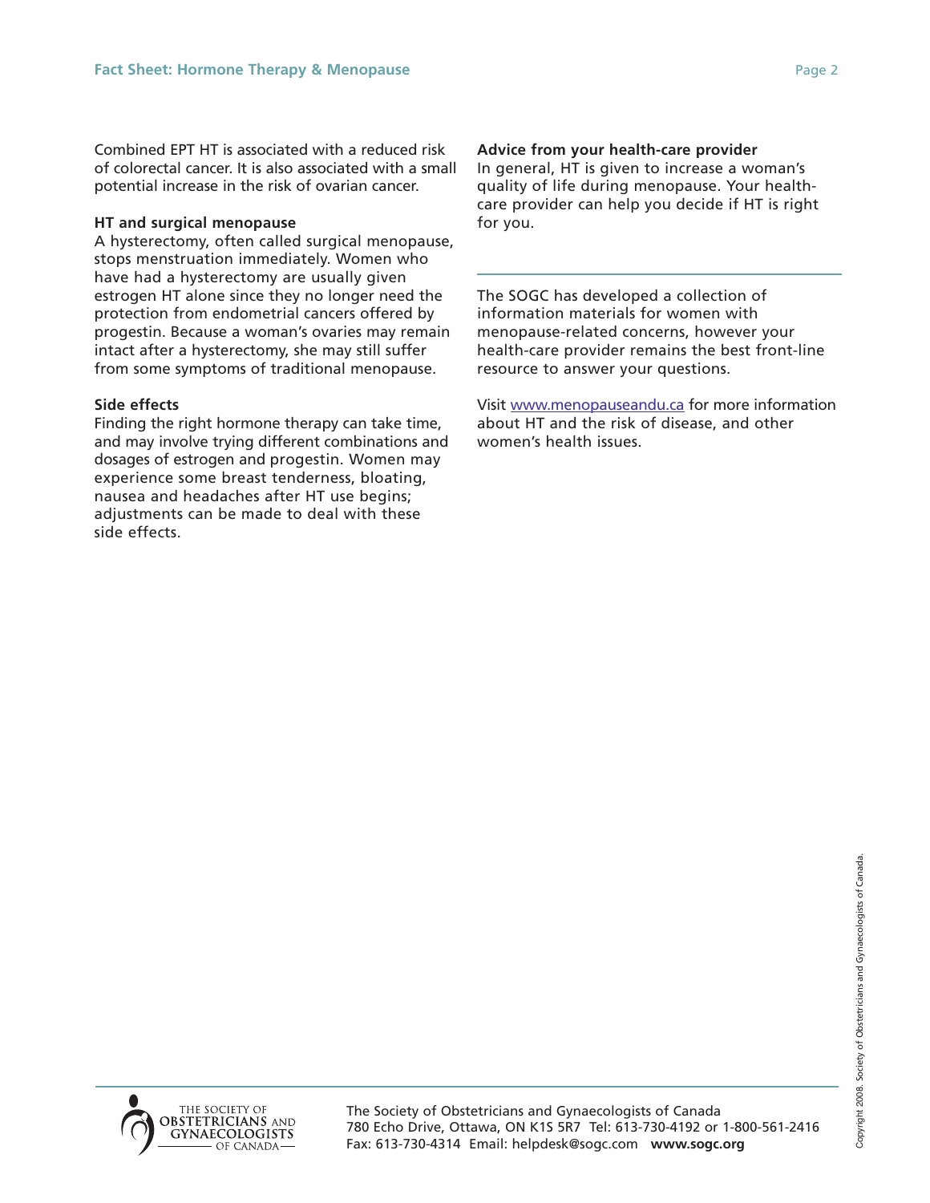Combined EPT HT is associated with a reduced risk of colorectal cancer. It is also associated with a small potential increase in the risk of ovarian cancer.

### HT and surgical menopause

A hysterectomy, often called surgical menopause, stops menstruation immediately. Women who have had a hysterectomy are usually given estrogen HT alone since they no longer need the protection from endometrial cancers offered by progestin. Because a woman's ovaries may remain intact after a hysterectomy, she may still suffer from some symptoms of traditional menopause.

### Side effects

Finding the right hormone therapy can take time, and may involve trying different combinations and dosages of estrogen and progestin. Women may experience some breast tenderness, bloating, nausea and headaches after HT use begins; adjustments can be made to deal with these side effects.

### Advice from your health-care provider

In general, HT is given to increase a woman's quality of life during menopause. Your health-care provider can help you decide if HT is right for you.

---

The SOGC has developed a collection of information materials for women with menopause-related concerns, however your health-care provider remains the best front-line resource to answer your questions.

Visit www.menopauseandu.ca for more information about HT and the risk of disease, and other women's health issues.

---

THE SOCIETY OF OBSTETRICIANS AND GYNAECOLOGISTS OF CANADA

The Society of Obstetricians and Gynaecologists of Canada
780 Echo Drive, Ottawa, ON K1S 5R7 Tel: 613-730-4192 or 1-800-561-2416
Fax: 613-730-4314 Email: helpdesk@sogc.com **www.sogc.org**

Copyright 2008. Society of Obstetricians and Gynaecologists of Canada.